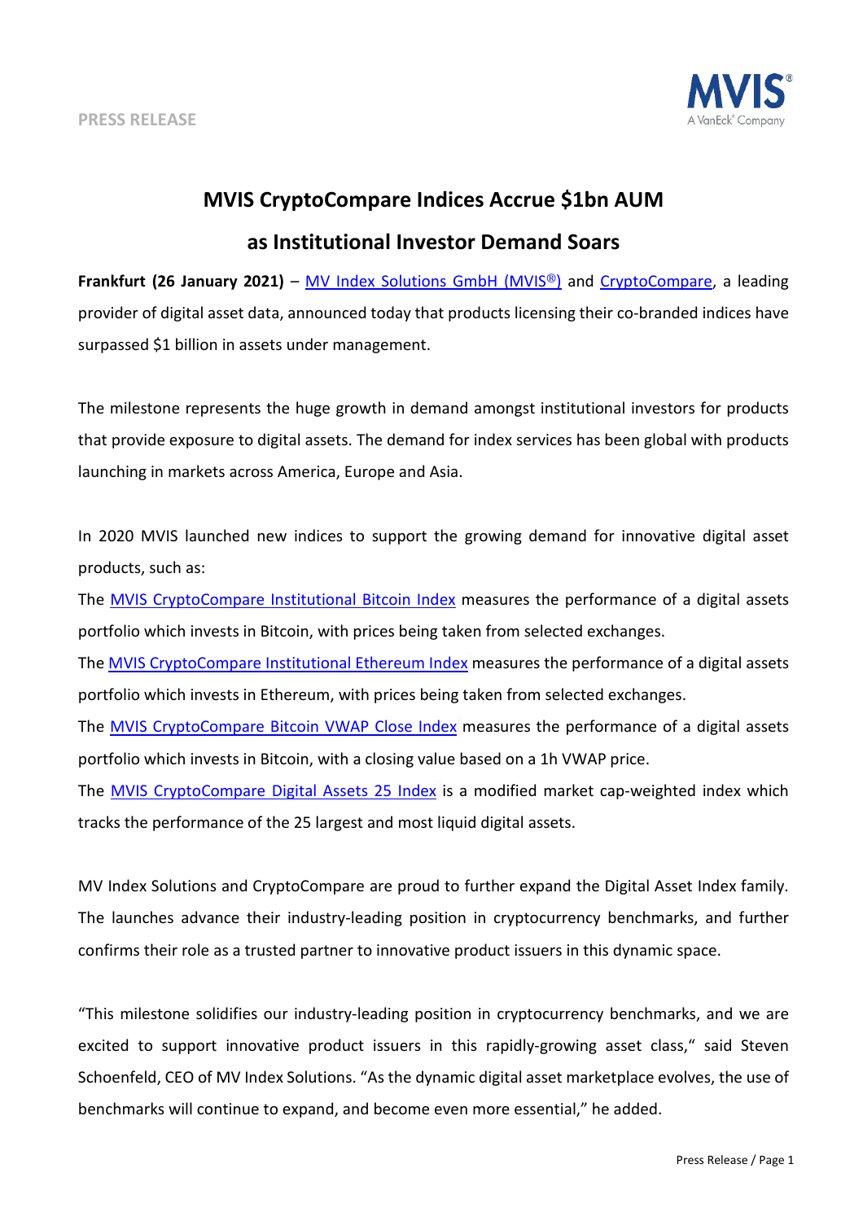PRESS RELEASE

# MVIS CryptoCompare Indices Accrue $1bn AUM as Institutional Investor Demand Soars

**Frankfurt (26 January 2021)** – MV Index Solutions GmbH (MVIS®) and CryptoCompare, a leading provider of digital asset data, announced today that products licensing their co-branded indices have surpassed $1 billion in assets under management.

The milestone represents the huge growth in demand amongst institutional investors for products that provide exposure to digital assets. The demand for index services has been global with products launching in markets across America, Europe and Asia.

In 2020 MVIS launched new indices to support the growing demand for innovative digital asset products, such as:

The MVIS CryptoCompare Institutional Bitcoin Index measures the performance of a digital assets portfolio which invests in Bitcoin, with prices being taken from selected exchanges.

The MVIS CryptoCompare Institutional Ethereum Index measures the performance of a digital assets portfolio which invests in Ethereum, with prices being taken from selected exchanges.

The MVIS CryptoCompare Bitcoin VWAP Close Index measures the performance of a digital assets portfolio which invests in Bitcoin, with a closing value based on a 1h VWAP price.

The MVIS CryptoCompare Digital Assets 25 Index is a modified market cap-weighted index which tracks the performance of the 25 largest and most liquid digital assets.

MV Index Solutions and CryptoCompare are proud to further expand the Digital Asset Index family. The launches advance their industry-leading position in cryptocurrency benchmarks, and further confirms their role as a trusted partner to innovative product issuers in this dynamic space.

"This milestone solidifies our industry-leading position in cryptocurrency benchmarks, and we are excited to support innovative product issuers in this rapidly-growing asset class," said Steven Schoenfeld, CEO of MV Index Solutions. "As the dynamic digital asset marketplace evolves, the use of benchmarks will continue to expand, and become even more essential," he added.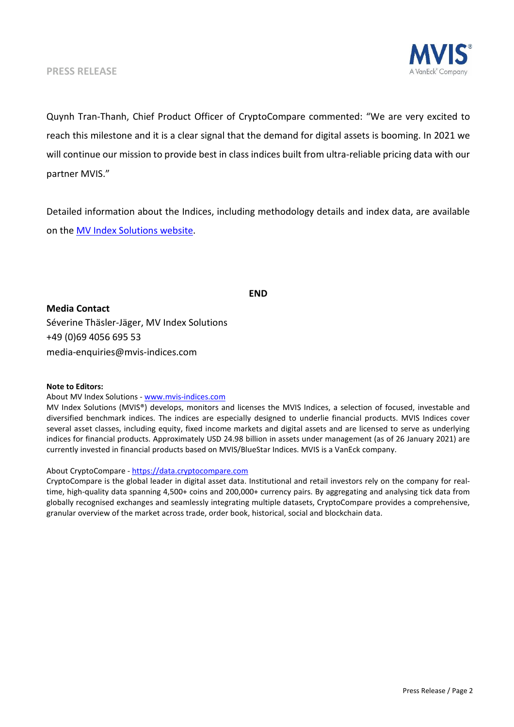Quynh Tran-Thanh, Chief Product Officer of CryptoCompare commented: "We are very excited to reach this milestone and it is a clear signal that the demand for digital assets is booming. In 2021 we will continue our mission to provide best in class indices built from ultra-reliable pricing data with our partner MVIS."

Detailed information about the Indices, including methodology details and index data, are available on the MV Index Solutions website.

**END**

**Media Contact**
Séverine Thäsler-Jäger, MV Index Solutions
+49 (0)69 4056 695 53
media-enquiries@mvis-indices.com

**Note to Editors:**

About MV Index Solutions - www.mvis-indices.com
MV Index Solutions (MVIS®) develops, monitors and licenses the MVIS Indices, a selection of focused, investable and diversified benchmark indices. The indices are especially designed to underlie financial products. MVIS Indices cover several asset classes, including equity, fixed income markets and digital assets and are licensed to serve as underlying indices for financial products. Approximately USD 24.98 billion in assets under management (as of 26 January 2021) are currently invested in financial products based on MVIS/BlueStar Indices. MVIS is a VanEck company.

About CryptoCompare - https://data.cryptocompare.com
CryptoCompare is the global leader in digital asset data. Institutional and retail investors rely on the company for real-time, high-quality data spanning 4,500+ coins and 200,000+ currency pairs. By aggregating and analysing tick data from globally recognised exchanges and seamlessly integrating multiple datasets, CryptoCompare provides a comprehensive, granular overview of the market across trade, order book, historical, social and blockchain data.